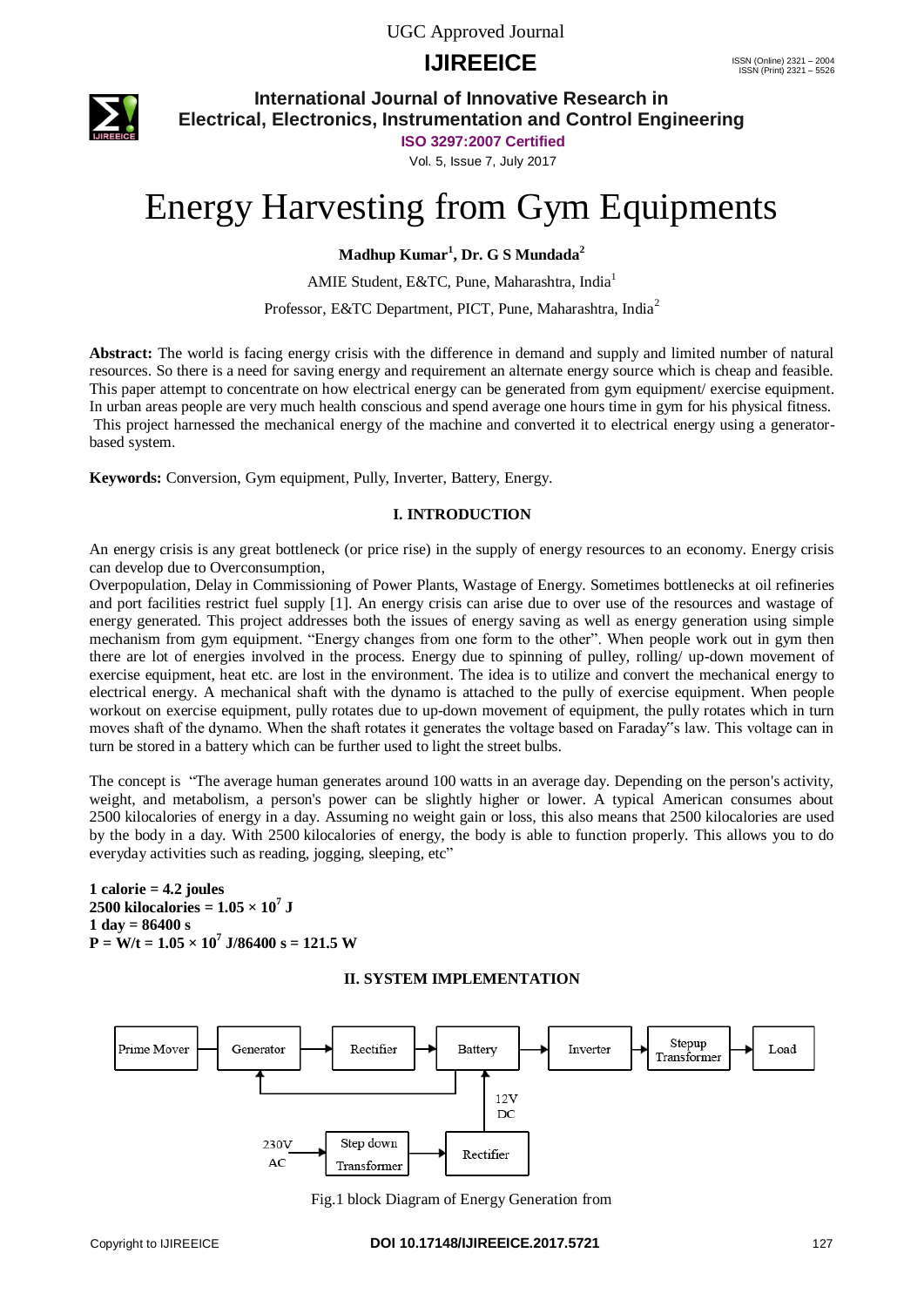# Energy Harvesting from Gym Equipments

**Madhup Kumar[1], Dr. G S Mundada[2]**

AMIE Student, E&TC, Pune, Maharashtra, India[1]

Professor, E&TC Department, PICT, Pune, Maharashtra, India[2]

**Abstract:** The world is facing energy crisis with the difference in demand and supply and limited number of natural resources. So there is a need for saving energy and requirement an alternate energy source which is cheap and feasible. This paper attempt to concentrate on how electrical energy can be generated from gym equipment/ exercise equipment. In urban areas people are very much health conscious and spend average one hours time in gym for his physical fitness. This project harnessed the mechanical energy of the machine and converted it to electrical energy using a generator-based system.

**Keywords:** Conversion, Gym equipment, Pully, Inverter, Battery, Energy.

## I. INTRODUCTION

An energy crisis is any great bottleneck (or price rise) in the supply of energy resources to an economy. Energy crisis can develop due to Overconsumption,

Overpopulation, Delay in Commissioning of Power Plants, Wastage of Energy. Sometimes bottlenecks at oil refineries and port facilities restrict fuel supply [1]. An energy crisis can arise due to over use of the resources and wastage of energy generated. This project addresses both the issues of energy saving as well as energy generation using simple mechanism from gym equipment. "Energy changes from one form to the other". When people work out in gym then there are lot of energies involved in the process. Energy due to spinning of pulley, rolling/ up-down movement of exercise equipment, heat etc. are lost in the environment. The idea is to utilize and convert the mechanical energy to electrical energy. A mechanical shaft with the dynamo is attached to the pully of exercise equipment. When people workout on exercise equipment, pully rotates due to up-down movement of equipment, the pully rotates which in turn moves shaft of the dynamo. When the shaft rotates it generates the voltage based on Faraday"s law. This voltage can in turn be stored in a battery which can be further used to light the street bulbs.

The concept is "The average human generates around 100 watts in an average day. Depending on the person's activity, weight, and metabolism, a person's power can be slightly higher or lower. A typical American consumes about 2500 kilocalories of energy in a day. Assuming no weight gain or loss, this also means that 2500 kilocalories are used by the body in a day. With 2500 kilocalories of energy, the body is able to function properly. This allows you to do everyday activities such as reading, jogging, sleeping, etc"

**1 calorie = 4.2 joules**
**2500 kilocalories = $1.05 \times 10^7$ J**
**1 day = 86400 s**
**$P = W/t = 1.05 \times 10^7$ J/86400 s = 121.5 W**

## II. SYSTEM IMPLEMENTATION

Prime Mover → Generator → Rectifier → Battery → Inverter → Stepup Transformer → Load

230V AC → Step down Transformer → Rectifier → 12V DC → Battery

Fig.1 block Diagram of Energy Generation from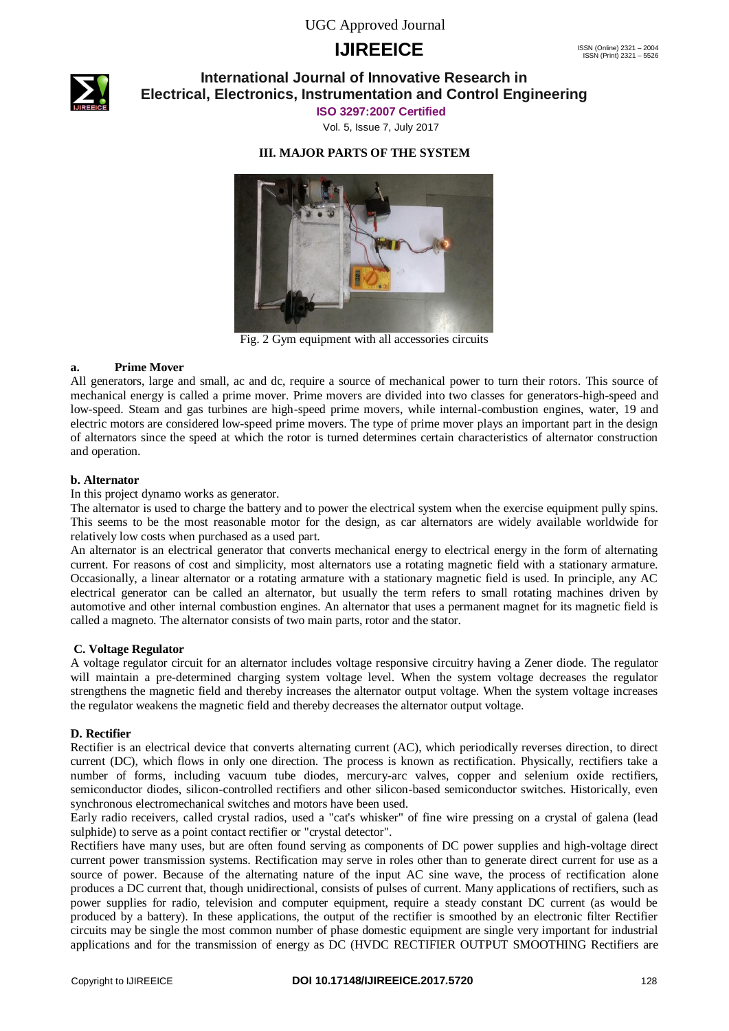## III. MAJOR PARTS OF THE SYSTEM

Fig. 2 Gym equipment with all accessories circuits

### a. Prime Mover

All generators, large and small, ac and dc, require a source of mechanical power to turn their rotors. This source of mechanical energy is called a prime mover. Prime movers are divided into two classes for generators-high-speed and low-speed. Steam and gas turbines are high-speed prime movers, while internal-combustion engines, water, 19 and electric motors are considered low-speed prime movers. The type of prime mover plays an important part in the design of alternators since the speed at which the rotor is turned determines certain characteristics of alternator construction and operation.

### b. Alternator

In this project dynamo works as generator.

The alternator is used to charge the battery and to power the electrical system when the exercise equipment pully spins. This seems to be the most reasonable motor for the design, as car alternators are widely available worldwide for relatively low costs when purchased as a used part.

An alternator is an electrical generator that converts mechanical energy to electrical energy in the form of alternating current. For reasons of cost and simplicity, most alternators use a rotating magnetic field with a stationary armature. Occasionally, a linear alternator or a rotating armature with a stationary magnetic field is used. In principle, any AC electrical generator can be called an alternator, but usually the term refers to small rotating machines driven by automotive and other internal combustion engines. An alternator that uses a permanent magnet for its magnetic field is called a magneto. The alternator consists of two main parts, rotor and the stator.

### C. Voltage Regulator

A voltage regulator circuit for an alternator includes voltage responsive circuitry having a Zener diode. The regulator will maintain a pre-determined charging system voltage level. When the system voltage decreases the regulator strengthens the magnetic field and thereby increases the alternator output voltage. When the system voltage increases the regulator weakens the magnetic field and thereby decreases the alternator output voltage.

### D. Rectifier

Rectifier is an electrical device that converts alternating current (AC), which periodically reverses direction, to direct current (DC), which flows in only one direction. The process is known as rectification. Physically, rectifiers take a number of forms, including vacuum tube diodes, mercury-arc valves, copper and selenium oxide rectifiers, semiconductor diodes, silicon-controlled rectifiers and other silicon-based semiconductor switches. Historically, even synchronous electromechanical switches and motors have been used.

Early radio receivers, called crystal radios, used a "cat's whisker" of fine wire pressing on a crystal of galena (lead sulphide) to serve as a point contact rectifier or "crystal detector".

Rectifiers have many uses, but are often found serving as components of DC power supplies and high-voltage direct current power transmission systems. Rectification may serve in roles other than to generate direct current for use as a source of power. Because of the alternating nature of the input AC sine wave, the process of rectification alone produces a DC current that, though unidirectional, consists of pulses of current. Many applications of rectifiers, such as power supplies for radio, television and computer equipment, require a steady constant DC current (as would be produced by a battery). In these applications, the output of the rectifier is smoothed by an electronic filter Rectifier circuits may be single the most common number of phase domestic equipment are single very important for industrial applications and for the transmission of energy as DC (HVDC RECTIFIER OUTPUT SMOOTHING Rectifiers are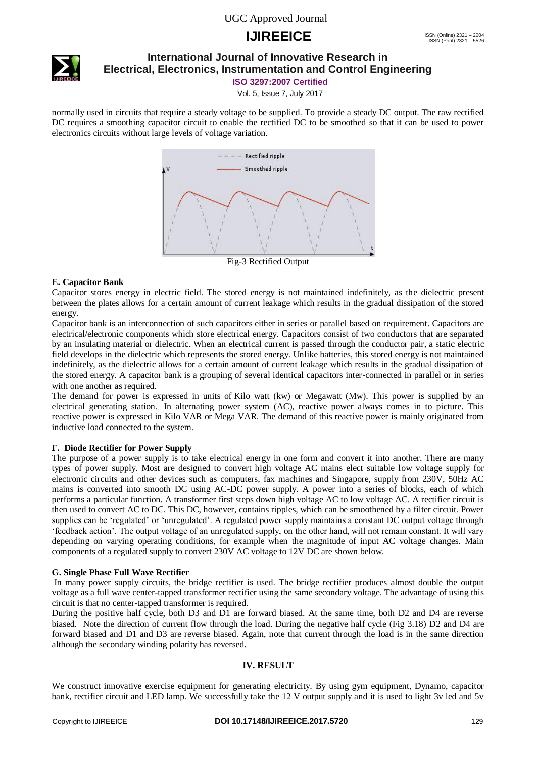normally used in circuits that require a steady voltage to be supplied. To provide a steady DC output. The raw rectified DC requires a smoothing capacitor circuit to enable the rectified DC to be smoothed so that it can be used to power electronics circuits without large levels of voltage variation.

Fig-3 Rectified Output

### E. Capacitor Bank

Capacitor stores energy in electric field. The stored energy is not maintained indefinitely, as the dielectric present between the plates allows for a certain amount of current leakage which results in the gradual dissipation of the stored energy.

Capacitor bank is an interconnection of such capacitors either in series or parallel based on requirement. Capacitors are electrical/electronic components which store electrical energy. Capacitors consist of two conductors that are separated by an insulating material or dielectric. When an electrical current is passed through the conductor pair, a static electric field develops in the dielectric which represents the stored energy. Unlike batteries, this stored energy is not maintained indefinitely, as the dielectric allows for a certain amount of current leakage which results in the gradual dissipation of the stored energy. A capacitor bank is a grouping of several identical capacitors inter-connected in parallel or in series with one another as required.

The demand for power is expressed in units of Kilo watt (kw) or Megawatt (Mw). This power is supplied by an electrical generating station. In alternating power system (AC), reactive power always comes in to picture. This reactive power is expressed in Kilo VAR or Mega VAR. The demand of this reactive power is mainly originated from inductive load connected to the system.

### F. Diode Rectifier for Power Supply

The purpose of a power supply is to take electrical energy in one form and convert it into another. There are many types of power supply. Most are designed to convert high voltage AC mains elect suitable low voltage supply for electronic circuits and other devices such as computers, fax machines and Singapore, supply from 230V, 50Hz AC mains is converted into smooth DC using AC-DC power supply. A power into a series of blocks, each of which performs a particular function. A transformer first steps down high voltage AC to low voltage AC. A rectifier circuit is then used to convert AC to DC. This DC, however, contains ripples, which can be smoothened by a filter circuit. Power supplies can be 'regulated' or 'unregulated'. A regulated power supply maintains a constant DC output voltage through 'feedback action'. The output voltage of an unregulated supply, on the other hand, will not remain constant. It will vary depending on varying operating conditions, for example when the magnitude of input AC voltage changes. Main components of a regulated supply to convert 230V AC voltage to 12V DC are shown below.

### G. Single Phase Full Wave Rectifier

In many power supply circuits, the bridge rectifier is used. The bridge rectifier produces almost double the output voltage as a full wave center-tapped transformer rectifier using the same secondary voltage. The advantage of using this circuit is that no center-tapped transformer is required.

During the positive half cycle, both D3 and D1 are forward biased. At the same time, both D2 and D4 are reverse biased. Note the direction of current flow through the load. During the negative half cycle (Fig 3.18) D2 and D4 are forward biased and D1 and D3 are reverse biased. Again, note that current through the load is in the same direction although the secondary winding polarity has reversed.

## IV. RESULT

We construct innovative exercise equipment for generating electricity. By using gym equipment, Dynamo, capacitor bank, rectifier circuit and LED lamp. We successfully take the 12 V output supply and it is used to light 3v led and 5v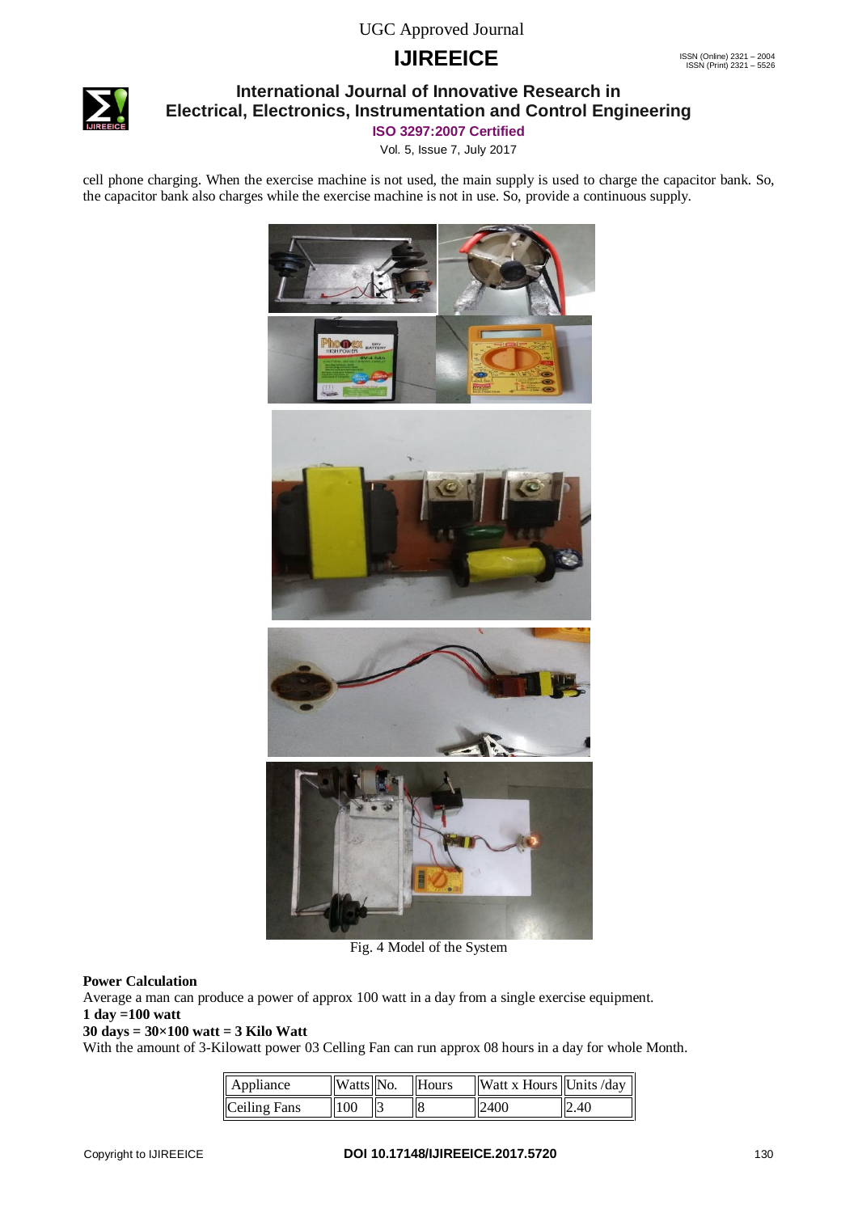cell phone charging. When the exercise machine is not used, the main supply is used to charge the capacitor bank. So, the capacitor bank also charges while the exercise machine is not in use. So, provide a continuous supply.

Fig. 4 Model of the System

**Power Calculation**

Average a man can produce a power of approx 100 watt in a day from a single exercise equipment.

**1 day =100 watt**

**30 days = 30×100 watt = 3 Kilo Watt**

With the amount of 3-Kilowatt power 03 Celling Fan can run approx 08 hours in a day for whole Month.

| Appliance | Watts | No. | Hours | Watt x Hours | Units /day |
|---|---|---|---|---|---|
| Ceiling Fans | 100 | 3 | 8 | 2400 | 2.40 |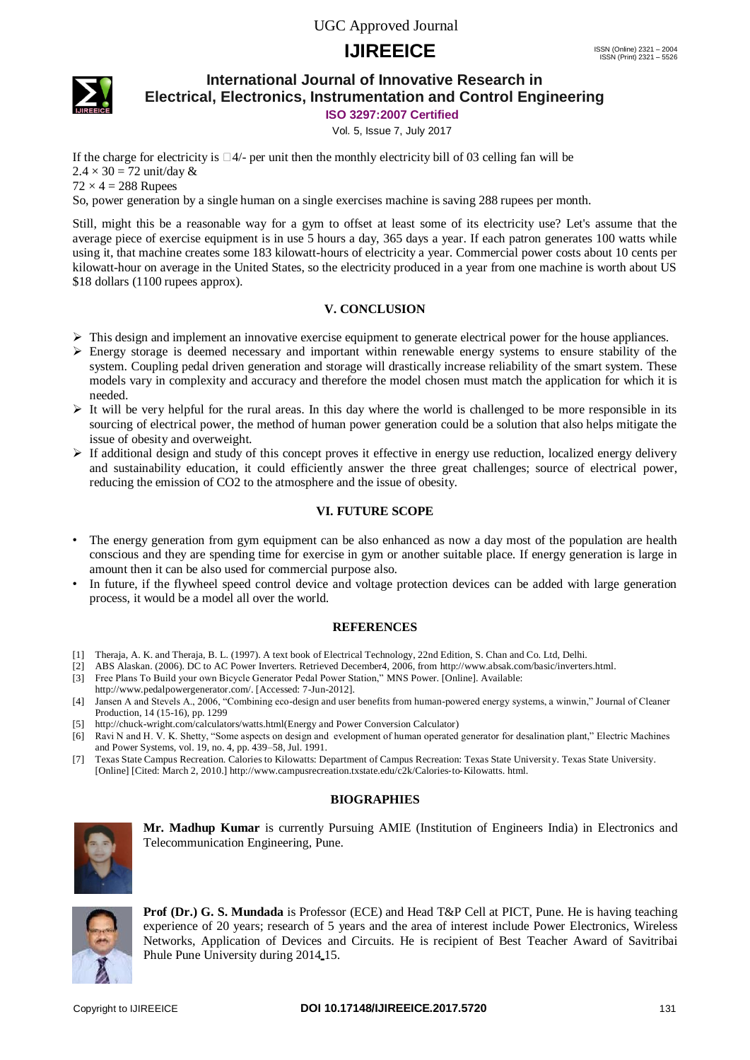If the charge for electricity is ₹4/- per unit then the monthly electricity bill of 03 celling fan will be

$2.4 \times 30 = 72$ unit/day &

$72 \times 4 = 288$ Rupees

So, power generation by a single human on a single exercises machine is saving 288 rupees per month.

Still, might this be a reasonable way for a gym to offset at least some of its electricity use? Let's assume that the average piece of exercise equipment is in use 5 hours a day, 365 days a year. If each patron generates 100 watts while using it, that machine creates some 183 kilowatt-hours of electricity a year. Commercial power costs about 10 cents per kilowatt-hour on average in the United States, so the electricity produced in a year from one machine is worth about US $18 dollars (1100 rupees approx).

## V. CONCLUSION

- This design and implement an innovative exercise equipment to generate electrical power for the house appliances.
- Energy storage is deemed necessary and important within renewable energy systems to ensure stability of the system. Coupling pedal driven generation and storage will drastically increase reliability of the smart system. These models vary in complexity and accuracy and therefore the model chosen must match the application for which it is needed.
- It will be very helpful for the rural areas. In this day where the world is challenged to be more responsible in its sourcing of electrical power, the method of human power generation could be a solution that also helps mitigate the issue of obesity and overweight.
- If additional design and study of this concept proves it effective in energy use reduction, localized energy delivery and sustainability education, it could efficiently answer the three great challenges; source of electrical power, reducing the emission of $CO_2$ to the atmosphere and the issue of obesity.

## VI. FUTURE SCOPE

- The energy generation from gym equipment can be also enhanced as now a day most of the population are health conscious and they are spending time for exercise in gym or another suitable place. If energy generation is large in amount then it can be also used for commercial purpose also.
- In future, if the flywheel speed control device and voltage protection devices can be added with large generation process, it would be a model all over the world.

## REFERENCES

[1] Theraja, A. K. and Theraja, B. L. (1997). A text book of Electrical Technology, 22nd Edition, S. Chan and Co. Ltd, Delhi.

[2] ABS Alaskan. (2006). DC to AC Power Inverters. Retrieved December4, 2006, from http://www.absak.com/basic/inverters.html.

[3] Free Plans To Build your own Bicycle Generator Pedal Power Station," MNS Power. [Online]. Available: http://www.pedalpowergenerator.com/. [Accessed: 7-Jun-2012].

[4] Jansen A and Stevels A., 2006, "Combining eco-design and user benefits from human-powered energy systems, a winwin," Journal of Cleaner Production, 14 (15-16), pp. 1299

[5] http://chuck-wright.com/calculators/watts.html(Energy and Power Conversion Calculator)

[6] Ravi N and H. V. K. Shetty, "Some aspects on design and evelopment of human operated generator for desalination plant," Electric Machines and Power Systems, vol. 19, no. 4, pp. 439–58, Jul. 1991.

[7] Texas State Campus Recreation. Calories to Kilowatts: Department of Campus Recreation: Texas State University. Texas State University. [Online] [Cited: March 2, 2010.] http://www.campusrecreation.txstate.edu/c2k/Calories-to-Kilowatts. html.

## BIOGRAPHIES

**Mr. Madhup Kumar** is currently Pursuing AMIE (Institution of Engineers India) in Electronics and Telecommunication Engineering, Pune.

**Prof (Dr.) G. S. Mundada** is Professor (ECE) and Head T&P Cell at PICT, Pune. He is having teaching experience of 20 years; research of 5 years and the area of interest include Power Electronics, Wireless Networks, Application of Devices and Circuits. He is recipient of Best Teacher Award of Savitribai Phule Pune University during 2014_15.